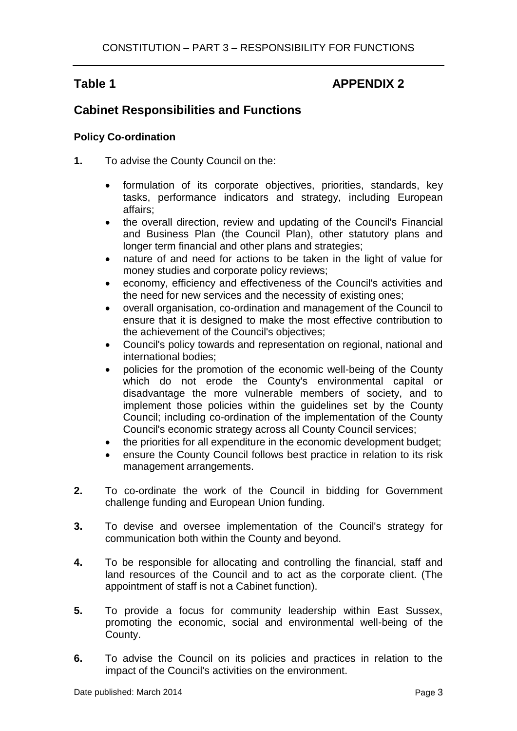**Table 1** **APPENDIX 2**

## Cabinet Responsibilities and Functions

### Policy Co-ordination

**1.** To advise the County Council on the:

- formulation of its corporate objectives, priorities, standards, key tasks, performance indicators and strategy, including European affairs;
- the overall direction, review and updating of the Council's Financial and Business Plan (the Council Plan), other statutory plans and longer term financial and other plans and strategies;
- nature of and need for actions to be taken in the light of value for money studies and corporate policy reviews;
- economy, efficiency and effectiveness of the Council's activities and the need for new services and the necessity of existing ones;
- overall organisation, co-ordination and management of the Council to ensure that it is designed to make the most effective contribution to the achievement of the Council's objectives;
- Council's policy towards and representation on regional, national and international bodies;
- policies for the promotion of the economic well-being of the County which do not erode the County's environmental capital or disadvantage the more vulnerable members of society, and to implement those policies within the guidelines set by the County Council; including co-ordination of the implementation of the County Council's economic strategy across all County Council services;
- the priorities for all expenditure in the economic development budget;
- ensure the County Council follows best practice in relation to its risk management arrangements.

**2.** To co-ordinate the work of the Council in bidding for Government challenge funding and European Union funding.

**3.** To devise and oversee implementation of the Council's strategy for communication both within the County and beyond.

**4.** To be responsible for allocating and controlling the financial, staff and land resources of the Council and to act as the corporate client. (The appointment of staff is not a Cabinet function).

**5.** To provide a focus for community leadership within East Sussex, promoting the economic, social and environmental well-being of the County.

**6.** To advise the Council on its policies and practices in relation to the impact of the Council's activities on the environment.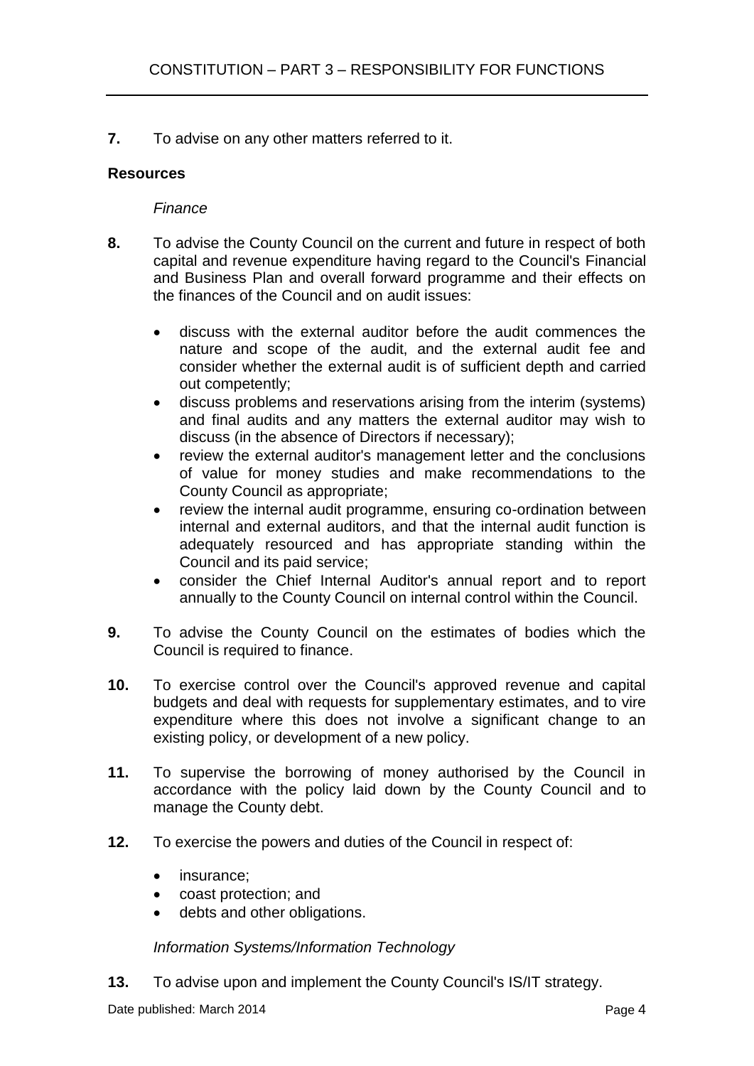**7.** To advise on any other matters referred to it.

**Resources**

*Finance*

**8.** To advise the County Council on the current and future in respect of both capital and revenue expenditure having regard to the Council's Financial and Business Plan and overall forward programme and their effects on the finances of the Council and on audit issues:

- discuss with the external auditor before the audit commences the nature and scope of the audit, and the external audit fee and consider whether the external audit is of sufficient depth and carried out competently;
- discuss problems and reservations arising from the interim (systems) and final audits and any matters the external auditor may wish to discuss (in the absence of Directors if necessary);
- review the external auditor's management letter and the conclusions of value for money studies and make recommendations to the County Council as appropriate;
- review the internal audit programme, ensuring co-ordination between internal and external auditors, and that the internal audit function is adequately resourced and has appropriate standing within the Council and its paid service;
- consider the Chief Internal Auditor's annual report and to report annually to the County Council on internal control within the Council.

**9.** To advise the County Council on the estimates of bodies which the Council is required to finance.

**10.** To exercise control over the Council's approved revenue and capital budgets and deal with requests for supplementary estimates, and to vire expenditure where this does not involve a significant change to an existing policy, or development of a new policy.

**11.** To supervise the borrowing of money authorised by the Council in accordance with the policy laid down by the County Council and to manage the County debt.

**12.** To exercise the powers and duties of the Council in respect of:

- insurance;
- coast protection; and
- debts and other obligations.

*Information Systems/Information Technology*

**13.** To advise upon and implement the County Council's IS/IT strategy.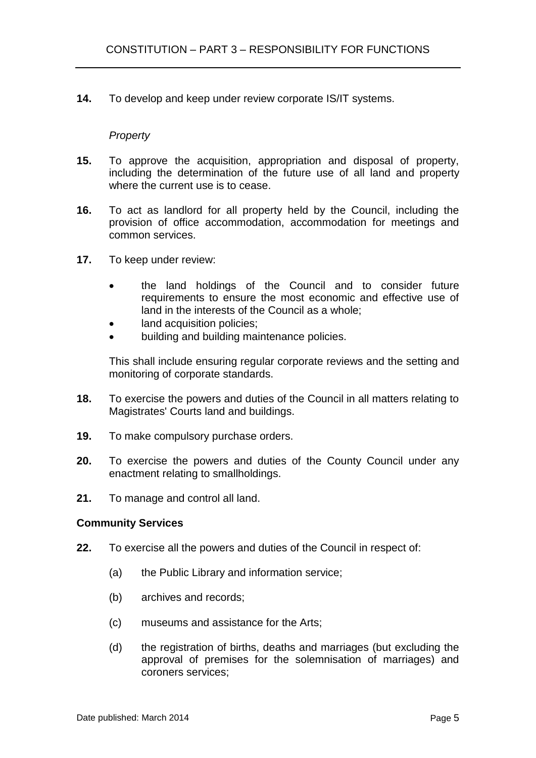**14.** To develop and keep under review corporate IS/IT systems.

*Property*

**15.** To approve the acquisition, appropriation and disposal of property, including the determination of the future use of all land and property where the current use is to cease.

**16.** To act as landlord for all property held by the Council, including the provision of office accommodation, accommodation for meetings and common services.

**17.** To keep under review:

- the land holdings of the Council and to consider future requirements to ensure the most economic and effective use of land in the interests of the Council as a whole;
- land acquisition policies;
- building and building maintenance policies.

This shall include ensuring regular corporate reviews and the setting and monitoring of corporate standards.

**18.** To exercise the powers and duties of the Council in all matters relating to Magistrates' Courts land and buildings.

**19.** To make compulsory purchase orders.

**20.** To exercise the powers and duties of the County Council under any enactment relating to smallholdings.

**21.** To manage and control all land.

**Community Services**

**22.** To exercise all the powers and duties of the Council in respect of:

(a) the Public Library and information service;

(b) archives and records;

(c) museums and assistance for the Arts;

(d) the registration of births, deaths and marriages (but excluding the approval of premises for the solemnisation of marriages) and coroners services;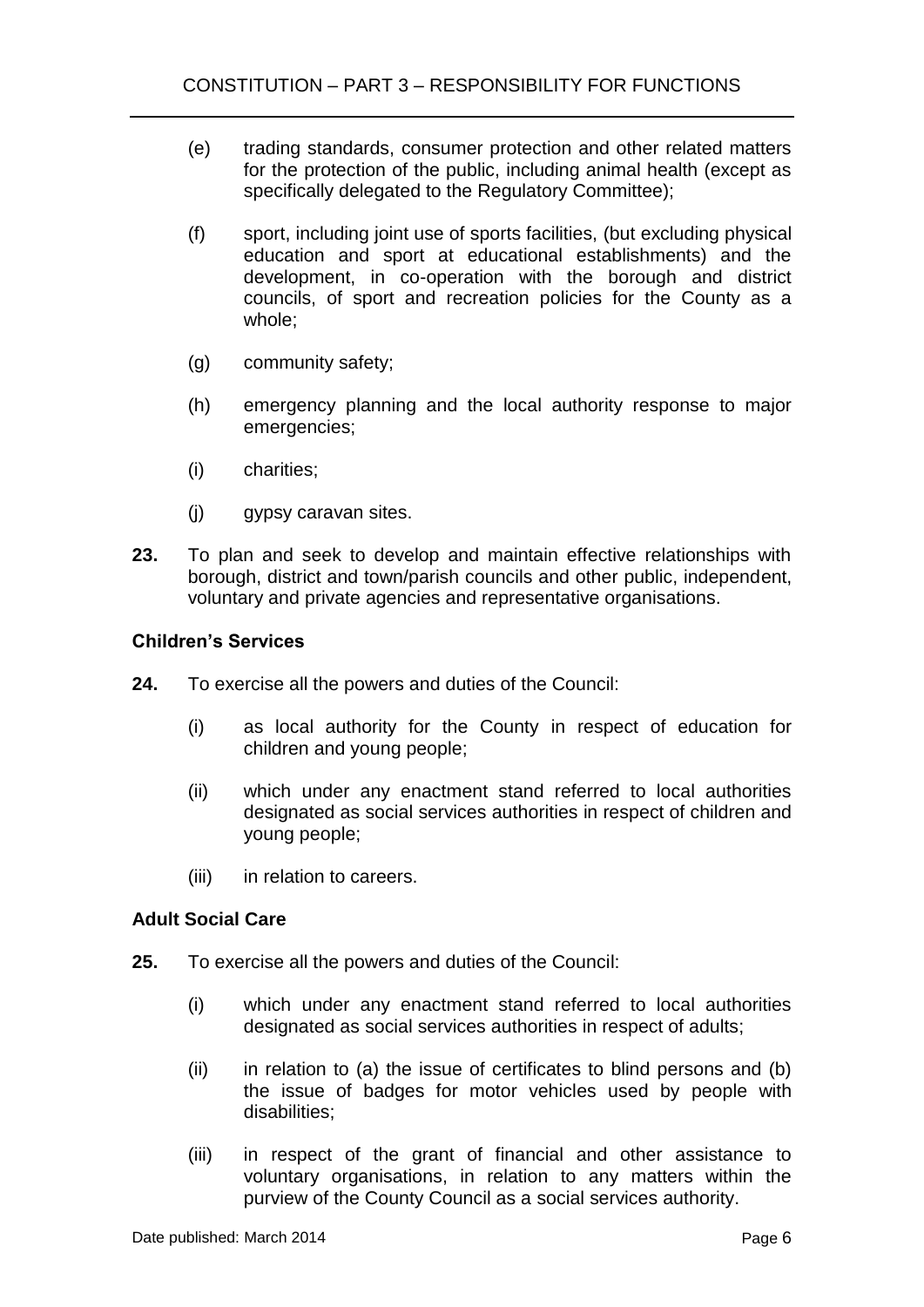(e) trading standards, consumer protection and other related matters for the protection of the public, including animal health (except as specifically delegated to the Regulatory Committee);

(f) sport, including joint use of sports facilities, (but excluding physical education and sport at educational establishments) and the development, in co-operation with the borough and district councils, of sport and recreation policies for the County as a whole;

(g) community safety;

(h) emergency planning and the local authority response to major emergencies;

(i) charities;

(j) gypsy caravan sites.

**23.** To plan and seek to develop and maintain effective relationships with borough, district and town/parish councils and other public, independent, voluntary and private agencies and representative organisations.

### Children's Services

**24.** To exercise all the powers and duties of the Council:

(i) as local authority for the County in respect of education for children and young people;

(ii) which under any enactment stand referred to local authorities designated as social services authorities in respect of children and young people;

(iii) in relation to careers.

### Adult Social Care

**25.** To exercise all the powers and duties of the Council:

(i) which under any enactment stand referred to local authorities designated as social services authorities in respect of adults;

(ii) in relation to (a) the issue of certificates to blind persons and (b) the issue of badges for motor vehicles used by people with disabilities;

(iii) in respect of the grant of financial and other assistance to voluntary organisations, in relation to any matters within the purview of the County Council as a social services authority.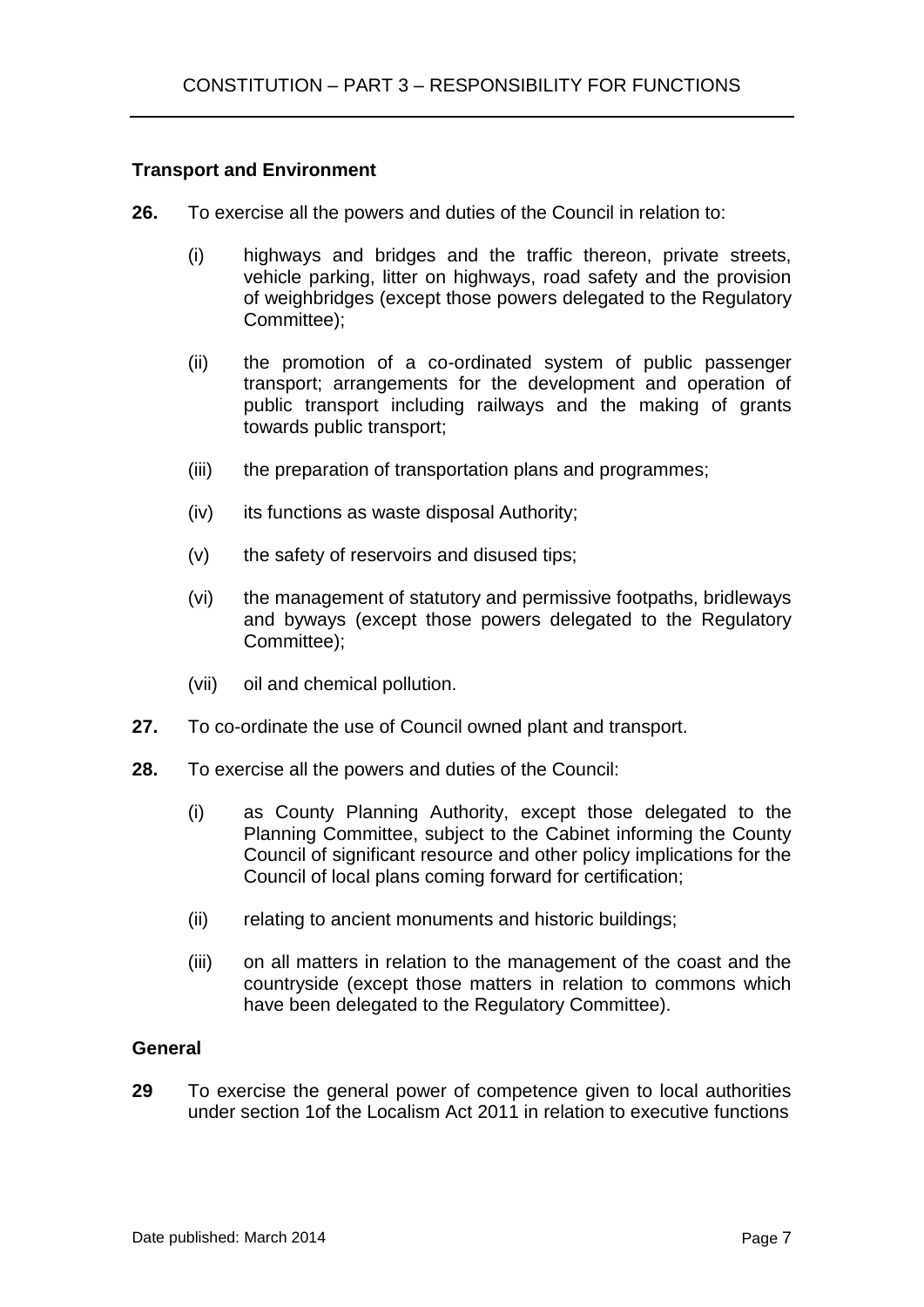**Transport and Environment**

**26.** To exercise all the powers and duties of the Council in relation to:

(i) highways and bridges and the traffic thereon, private streets, vehicle parking, litter on highways, road safety and the provision of weighbridges (except those powers delegated to the Regulatory Committee);

(ii) the promotion of a co-ordinated system of public passenger transport; arrangements for the development and operation of public transport including railways and the making of grants towards public transport;

(iii) the preparation of transportation plans and programmes;

(iv) its functions as waste disposal Authority;

(v) the safety of reservoirs and disused tips;

(vi) the management of statutory and permissive footpaths, bridleways and byways (except those powers delegated to the Regulatory Committee);

(vii) oil and chemical pollution.

**27.** To co-ordinate the use of Council owned plant and transport.

**28.** To exercise all the powers and duties of the Council:

(i) as County Planning Authority, except those delegated to the Planning Committee, subject to the Cabinet informing the County Council of significant resource and other policy implications for the Council of local plans coming forward for certification;

(ii) relating to ancient monuments and historic buildings;

(iii) on all matters in relation to the management of the coast and the countryside (except those matters in relation to commons which have been delegated to the Regulatory Committee).

**General**

**29** To exercise the general power of competence given to local authorities under section 1of the Localism Act 2011 in relation to executive functions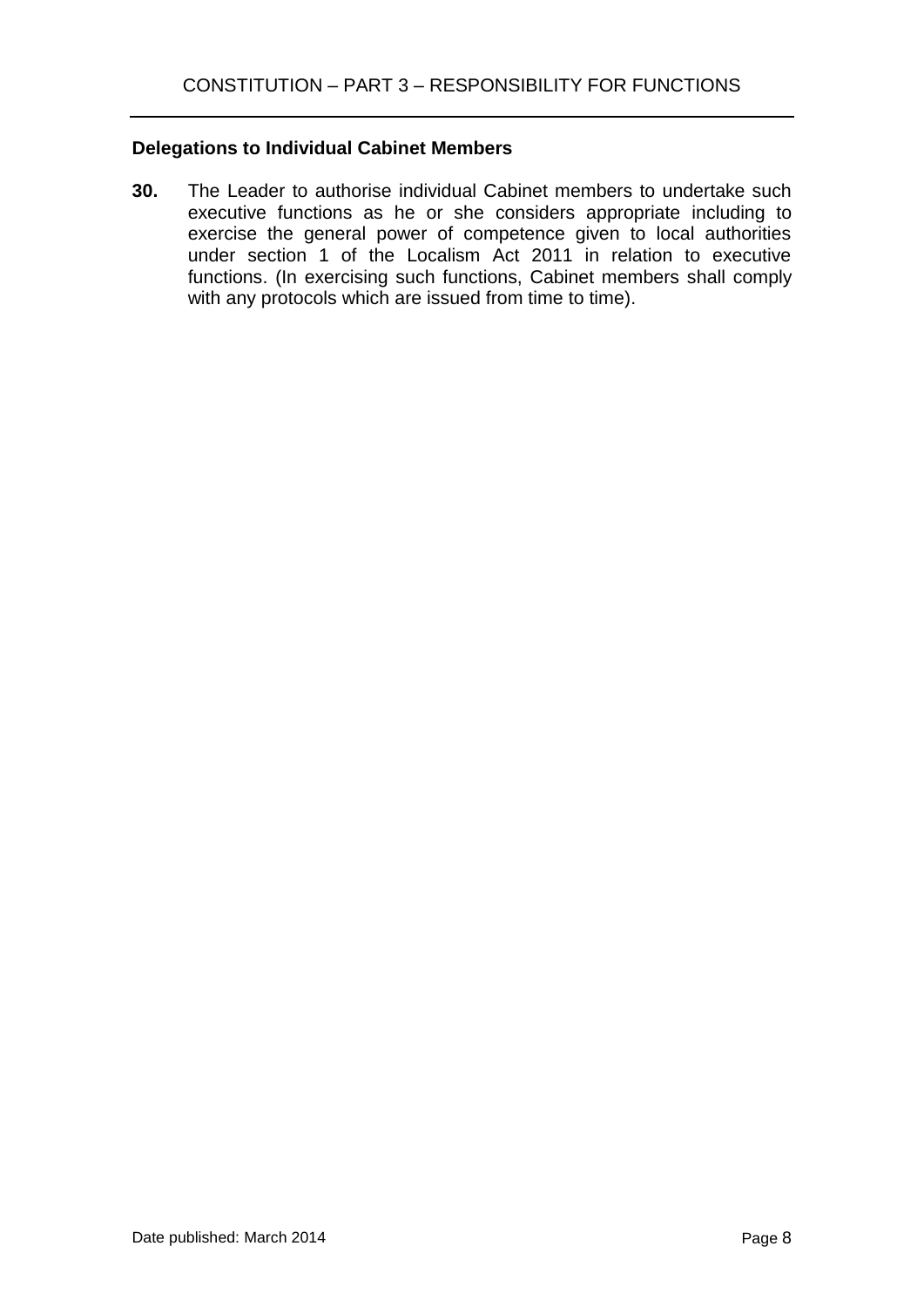### Delegations to Individual Cabinet Members

**30.** The Leader to authorise individual Cabinet members to undertake such executive functions as he or she considers appropriate including to exercise the general power of competence given to local authorities under section 1 of the Localism Act 2011 in relation to executive functions. (In exercising such functions, Cabinet members shall comply with any protocols which are issued from time to time).